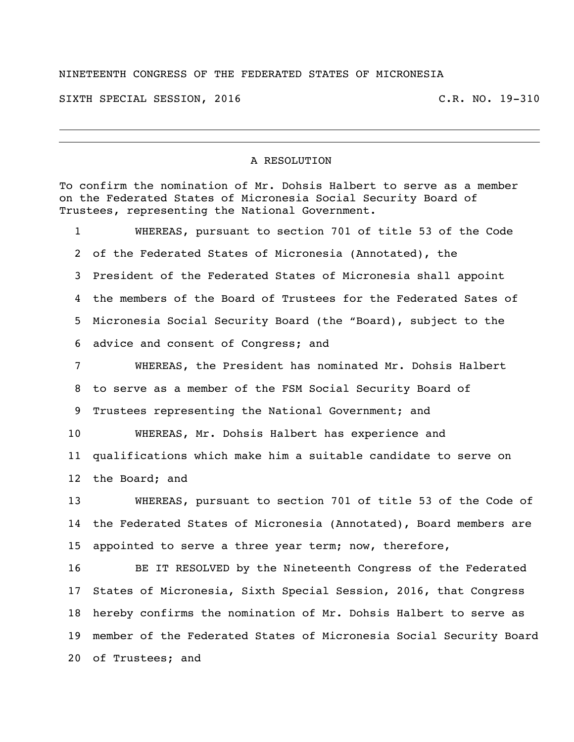NINETEENTH CONGRESS OF THE FEDERATED STATES OF MICRONESIA

SIXTH SPECIAL SESSION, 2016 C.R. NO. 19-310

---

# A RESOLUTION

To confirm the nomination of Mr. Dohsis Halbert to serve as a member on the Federated States of Micronesia Social Security Board of Trustees, representing the National Government.

1 WHEREAS, pursuant to section 701 of title 53 of the Code
2 of the Federated States of Micronesia (Annotated), the
3 President of the Federated States of Micronesia shall appoint
4 the members of the Board of Trustees for the Federated Sates of
5 Micronesia Social Security Board (the "Board), subject to the
6 advice and consent of Congress; and

7 WHEREAS, the President has nominated Mr. Dohsis Halbert
8 to serve as a member of the FSM Social Security Board of
9 Trustees representing the National Government; and

10 WHEREAS, Mr. Dohsis Halbert has experience and
11 qualifications which make him a suitable candidate to serve on
12 the Board; and

13 WHEREAS, pursuant to section 701 of title 53 of the Code of
14 the Federated States of Micronesia (Annotated), Board members are
15 appointed to serve a three year term; now, therefore,

16 BE IT RESOLVED by the Nineteenth Congress of the Federated
17 States of Micronesia, Sixth Special Session, 2016, that Congress
18 hereby confirms the nomination of Mr. Dohsis Halbert to serve as
19 member of the Federated States of Micronesia Social Security Board
20 of Trustees; and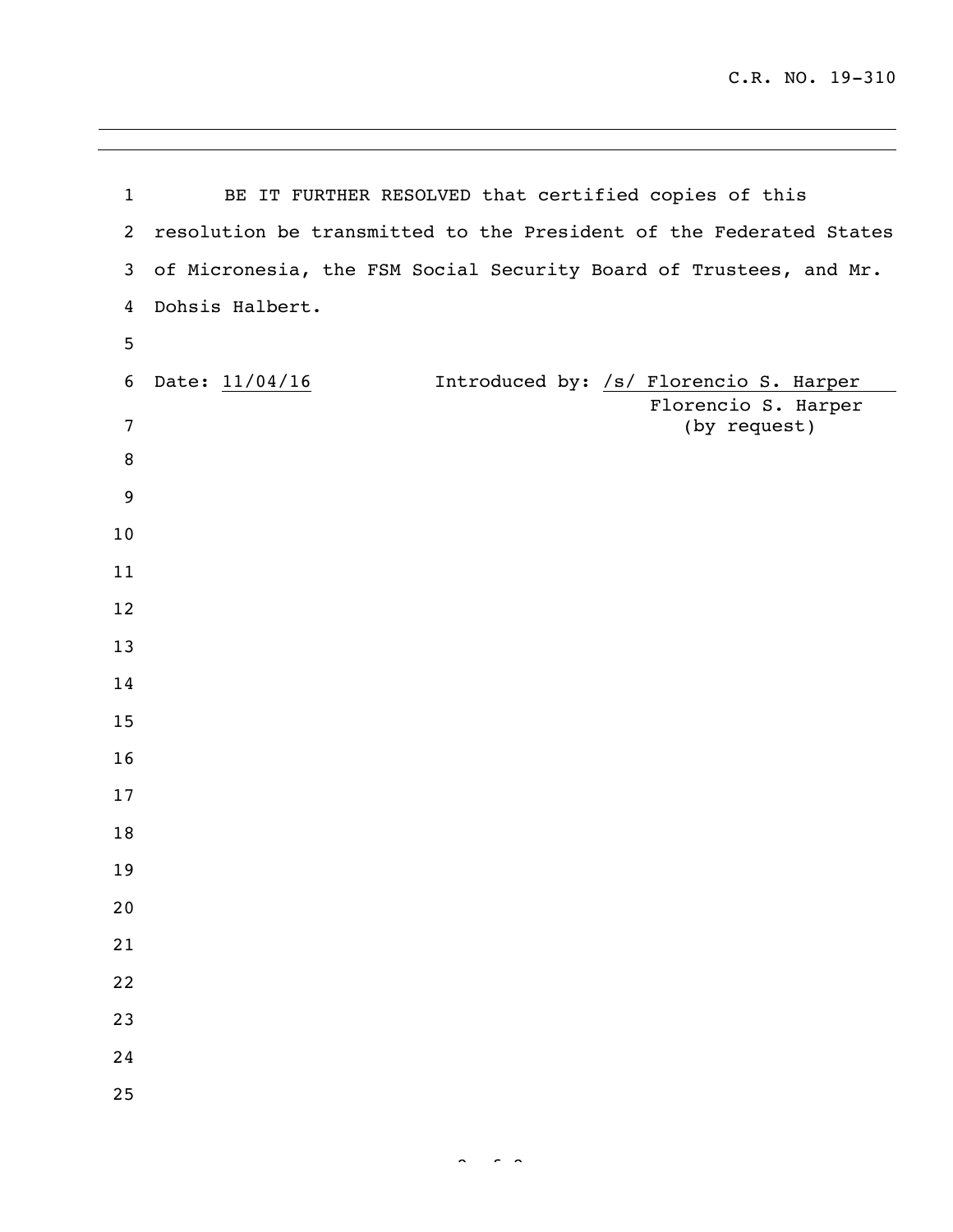BE IT FURTHER RESOLVED that certified copies of this resolution be transmitted to the President of the Federated States of Micronesia, the FSM Social Security Board of Trustees, and Mr. Dohsis Halbert.

Date: 11/04/16

Introduced by: /s/ Florencio S. Harper

Florencio S. Harper
(by request)